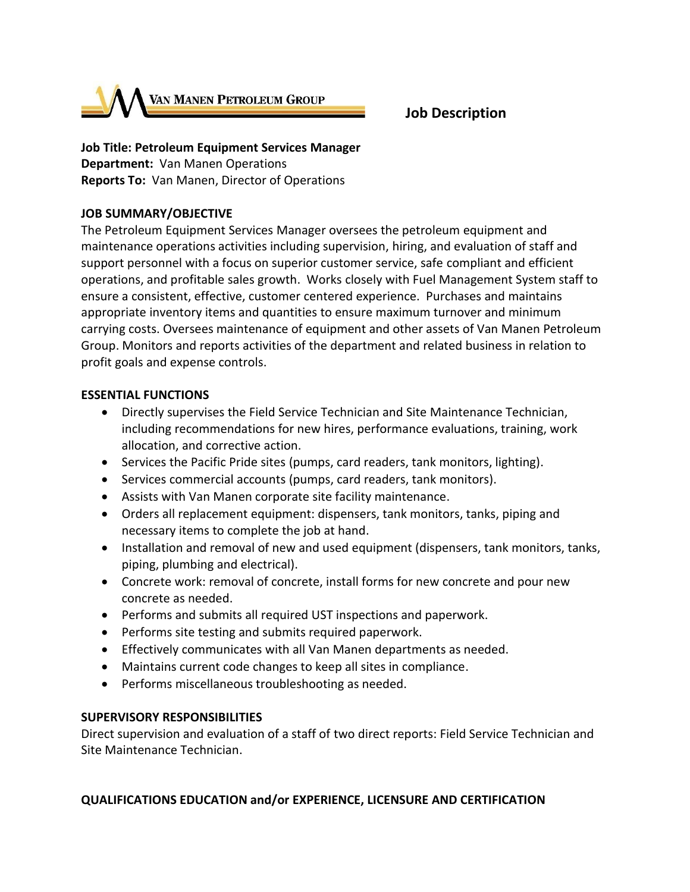VAN MANEN PETROLEUM GROUP

# Job Description

**Job Title: Petroleum Equipment Services Manager**
**Department:** Van Manen Operations
**Reports To:** Van Manen, Director of Operations

## JOB SUMMARY/OBJECTIVE

The Petroleum Equipment Services Manager oversees the petroleum equipment and maintenance operations activities including supervision, hiring, and evaluation of staff and support personnel with a focus on superior customer service, safe compliant and efficient operations, and profitable sales growth. Works closely with Fuel Management System staff to ensure a consistent, effective, customer centered experience. Purchases and maintains appropriate inventory items and quantities to ensure maximum turnover and minimum carrying costs. Oversees maintenance of equipment and other assets of Van Manen Petroleum Group. Monitors and reports activities of the department and related business in relation to profit goals and expense controls.

## ESSENTIAL FUNCTIONS

- Directly supervises the Field Service Technician and Site Maintenance Technician, including recommendations for new hires, performance evaluations, training, work allocation, and corrective action.
- Services the Pacific Pride sites (pumps, card readers, tank monitors, lighting).
- Services commercial accounts (pumps, card readers, tank monitors).
- Assists with Van Manen corporate site facility maintenance.
- Orders all replacement equipment: dispensers, tank monitors, tanks, piping and necessary items to complete the job at hand.
- Installation and removal of new and used equipment (dispensers, tank monitors, tanks, piping, plumbing and electrical).
- Concrete work: removal of concrete, install forms for new concrete and pour new concrete as needed.
- Performs and submits all required UST inspections and paperwork.
- Performs site testing and submits required paperwork.
- Effectively communicates with all Van Manen departments as needed.
- Maintains current code changes to keep all sites in compliance.
- Performs miscellaneous troubleshooting as needed.

## SUPERVISORY RESPONSIBILITIES

Direct supervision and evaluation of a staff of two direct reports: Field Service Technician and Site Maintenance Technician.

## QUALIFICATIONS EDUCATION and/or EXPERIENCE, LICENSURE AND CERTIFICATION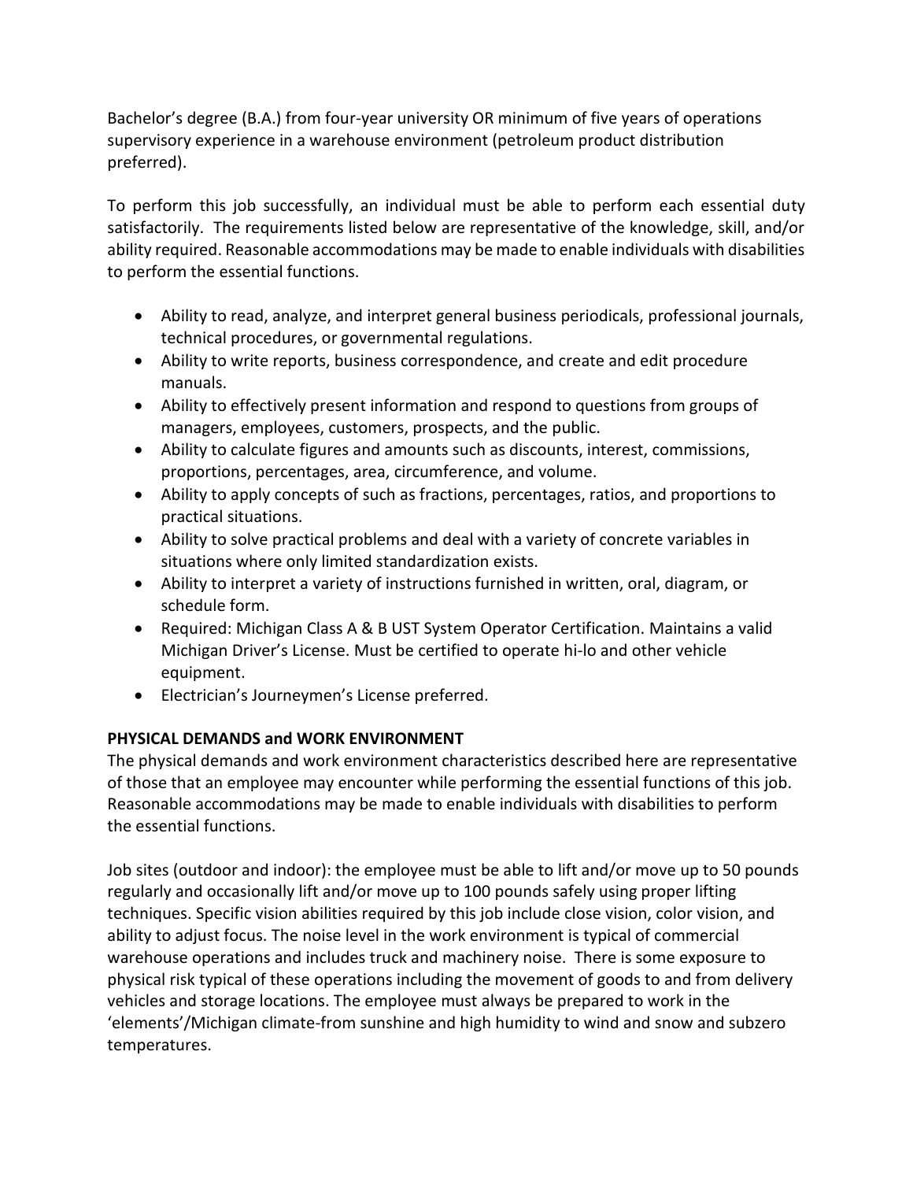Bachelor's degree (B.A.) from four-year university OR minimum of five years of operations supervisory experience in a warehouse environment (petroleum product distribution preferred).

To perform this job successfully, an individual must be able to perform each essential duty satisfactorily. The requirements listed below are representative of the knowledge, skill, and/or ability required. Reasonable accommodations may be made to enable individuals with disabilities to perform the essential functions.

- Ability to read, analyze, and interpret general business periodicals, professional journals, technical procedures, or governmental regulations.
- Ability to write reports, business correspondence, and create and edit procedure manuals.
- Ability to effectively present information and respond to questions from groups of managers, employees, customers, prospects, and the public.
- Ability to calculate figures and amounts such as discounts, interest, commissions, proportions, percentages, area, circumference, and volume.
- Ability to apply concepts of such as fractions, percentages, ratios, and proportions to practical situations.
- Ability to solve practical problems and deal with a variety of concrete variables in situations where only limited standardization exists.
- Ability to interpret a variety of instructions furnished in written, oral, diagram, or schedule form.
- Required: Michigan Class A & B UST System Operator Certification. Maintains a valid Michigan Driver's License. Must be certified to operate hi-lo and other vehicle equipment.
- Electrician's Journeymen's License preferred.

**PHYSICAL DEMANDS and WORK ENVIRONMENT**

The physical demands and work environment characteristics described here are representative of those that an employee may encounter while performing the essential functions of this job. Reasonable accommodations may be made to enable individuals with disabilities to perform the essential functions.

Job sites (outdoor and indoor): the employee must be able to lift and/or move up to 50 pounds regularly and occasionally lift and/or move up to 100 pounds safely using proper lifting techniques. Specific vision abilities required by this job include close vision, color vision, and ability to adjust focus. The noise level in the work environment is typical of commercial warehouse operations and includes truck and machinery noise. There is some exposure to physical risk typical of these operations including the movement of goods to and from delivery vehicles and storage locations. The employee must always be prepared to work in the 'elements'/Michigan climate-from sunshine and high humidity to wind and snow and subzero temperatures.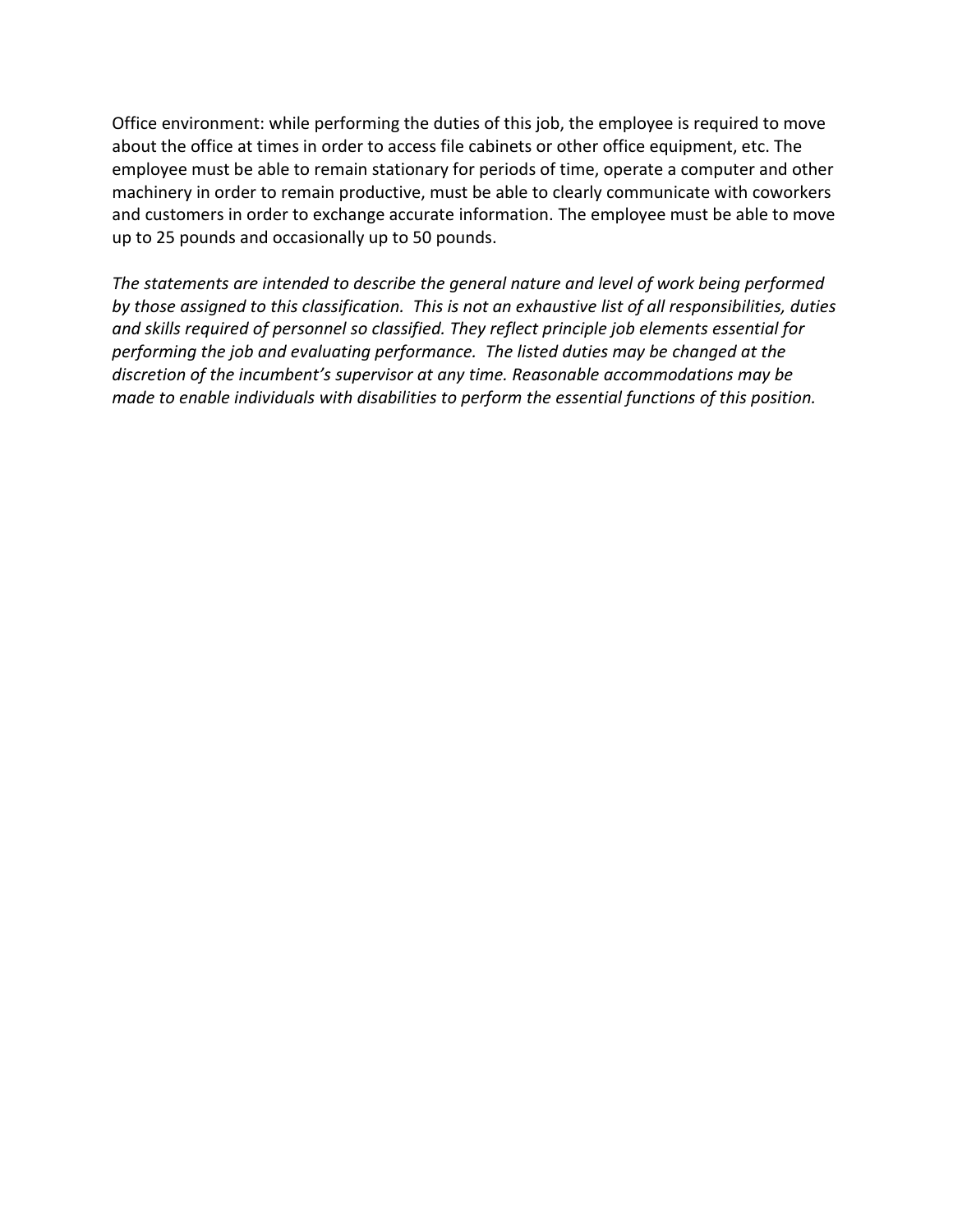Office environment: while performing the duties of this job, the employee is required to move about the office at times in order to access file cabinets or other office equipment, etc. The employee must be able to remain stationary for periods of time, operate a computer and other machinery in order to remain productive, must be able to clearly communicate with coworkers and customers in order to exchange accurate information. The employee must be able to move up to 25 pounds and occasionally up to 50 pounds.

*The statements are intended to describe the general nature and level of work being performed by those assigned to this classification. This is not an exhaustive list of all responsibilities, duties and skills required of personnel so classified. They reflect principle job elements essential for performing the job and evaluating performance. The listed duties may be changed at the discretion of the incumbent's supervisor at any time. Reasonable accommodations may be made to enable individuals with disabilities to perform the essential functions of this position.*